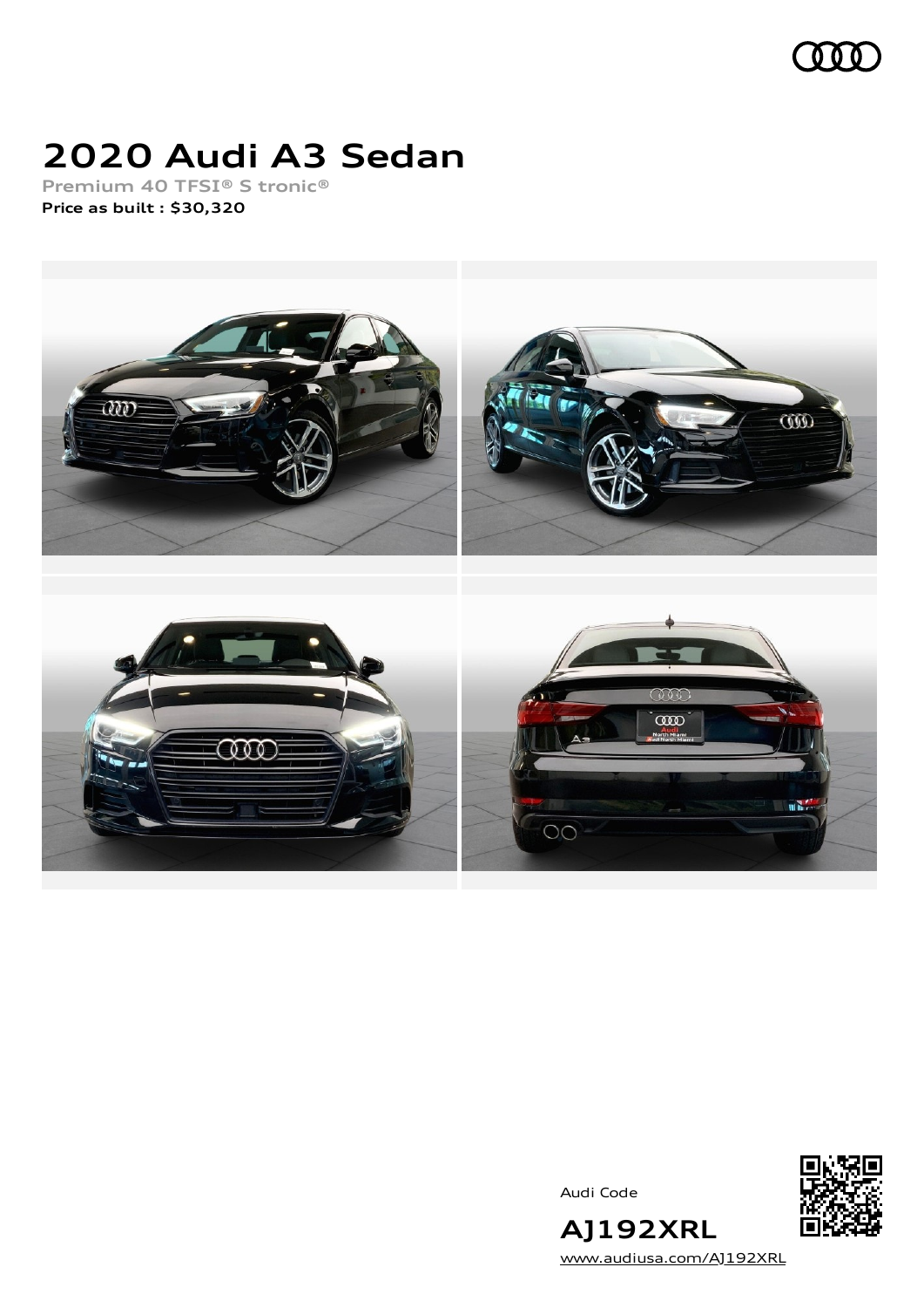# 2020 Audi A3 Sedan

Premium 40 TFSI® S tronic®

**Price as built : $30,320**

Audi Code

**AJ192XRL**

www.audiusa.com/AJ192XRL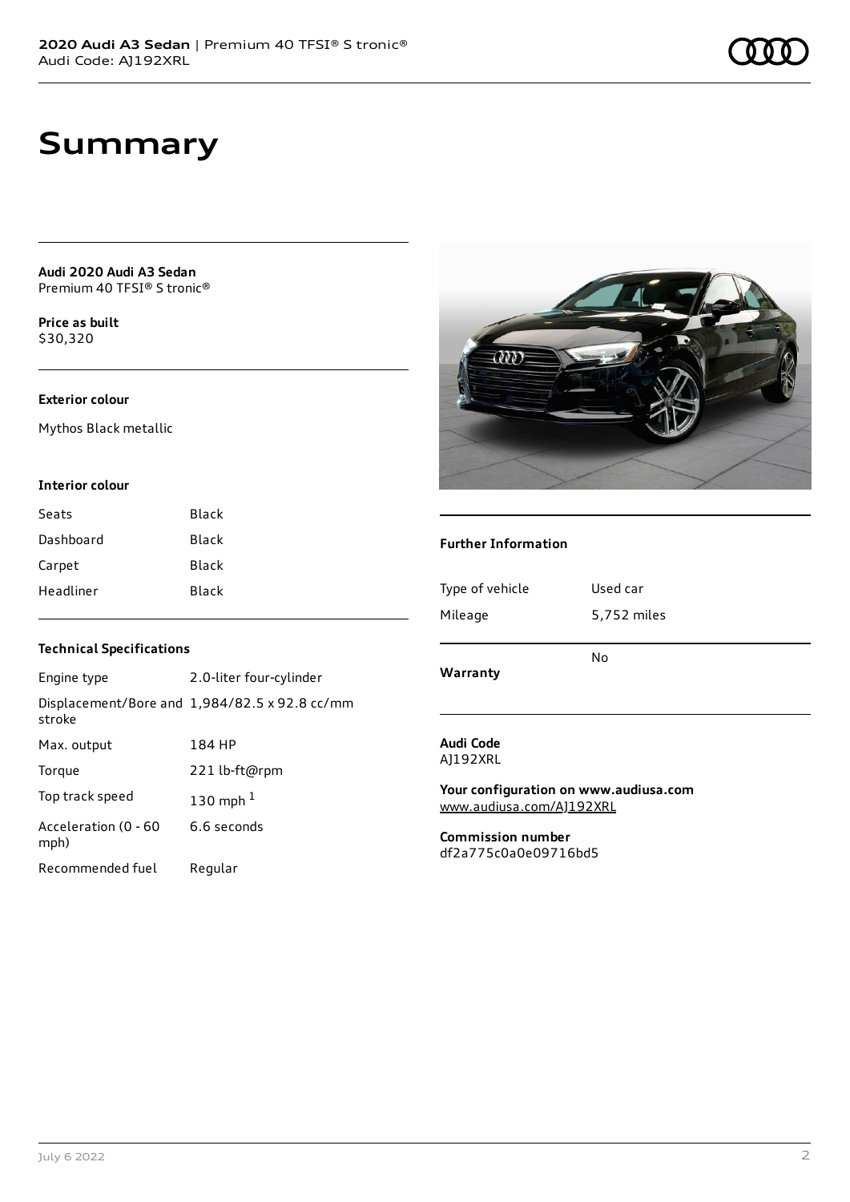# Summary

**Audi 2020 Audi A3 Sedan**
Premium 40 TFSI® S tronic®

**Price as built**
$30,320

**Exterior colour**

Mythos Black metallic

**Interior colour**

| Seats | Black |
|---|---|
| Dashboard | Black |
| Carpet | Black |
| Headliner | Black |

**Technical Specifications**

| Engine type | 2.0-liter four-cylinder |
|---|---|
| Displacement/Bore and stroke | 1,984/82.5 x 92.8 cc/mm |
| Max. output | 184 HP |
| Torque | 221 lb-ft@rpm |
| Top track speed | 130 mph [1] |
| Acceleration (0 - 60 mph) | 6.6 seconds |
| Recommended fuel | Regular |

**Further Information**

| Type of vehicle | Used car |
|---|---|
| Mileage | 5,752 miles |
| **Warranty** | No |

**Audi Code**
AJ192XRL

**Your configuration on www.audiusa.com**
www.audiusa.com/AJ192XRL

**Commission number**
df2a775c0a0e09716bd5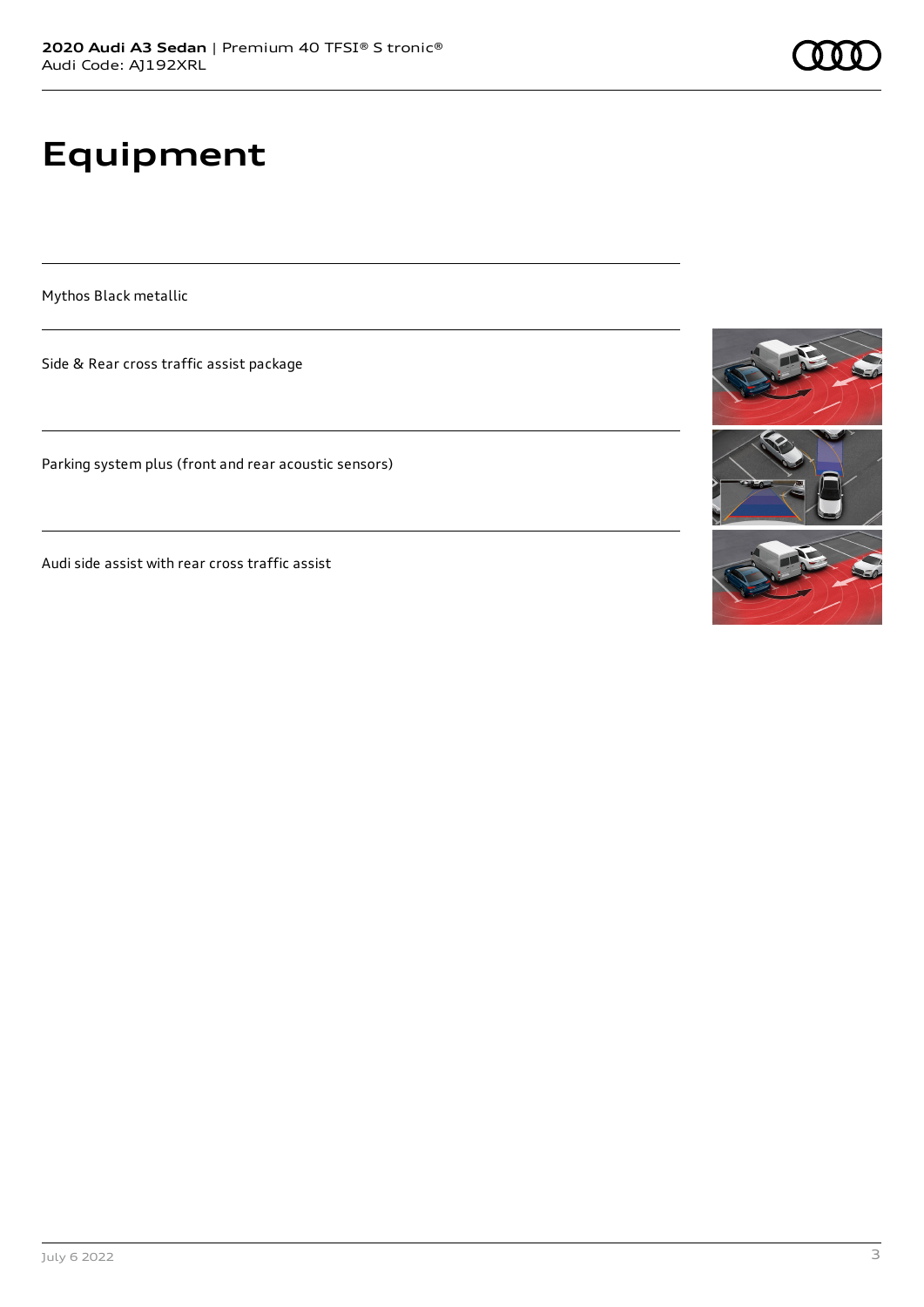# Equipment

Mythos Black metallic

Side & Rear cross traffic assist package

Parking system plus (front and rear acoustic sensors)

Audi side assist with rear cross traffic assist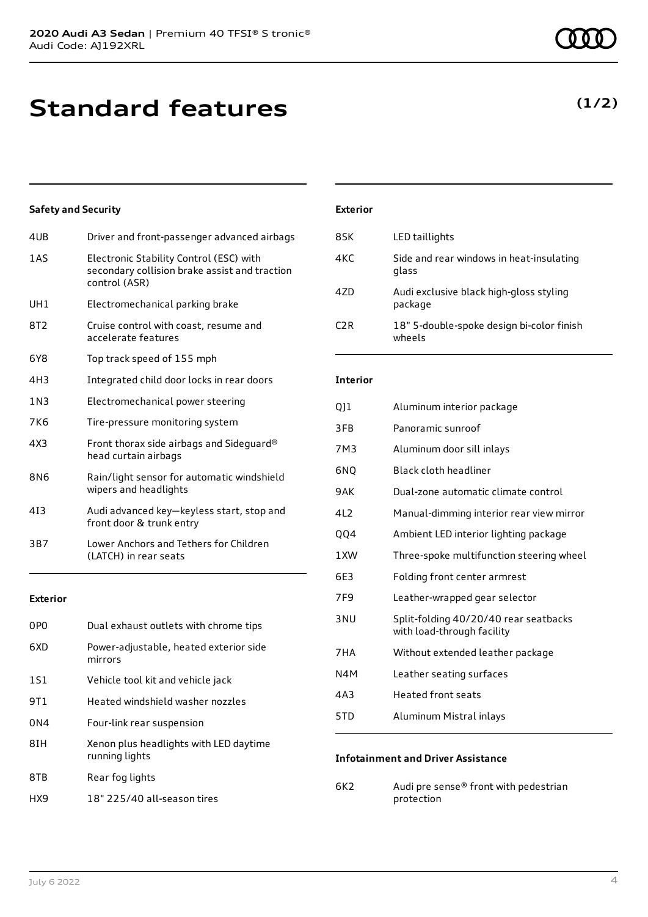# Standard features

**(1/2)**

### Safety and Security

| | |
|---|---|
| 4UB | Driver and front-passenger advanced airbags |
| 1AS | Electronic Stability Control (ESC) with secondary collision brake assist and traction control (ASR) |
| UH1 | Electromechanical parking brake |
| 8T2 | Cruise control with coast, resume and accelerate features |
| 6Y8 | Top track speed of 155 mph |
| 4H3 | Integrated child door locks in rear doors |
| 1N3 | Electromechanical power steering |
| 7K6 | Tire-pressure monitoring system |
| 4X3 | Front thorax side airbags and Sideguard® head curtain airbags |
| 8N6 | Rain/light sensor for automatic windshield wipers and headlights |
| 4I3 | Audi advanced key—keyless start, stop and front door & trunk entry |
| 3B7 | Lower Anchors and Tethers for Children (LATCH) in rear seats |

### Exterior

| | |
|---|---|
| 0P0 | Dual exhaust outlets with chrome tips |
| 6XD | Power-adjustable, heated exterior side mirrors |
| 1S1 | Vehicle tool kit and vehicle jack |
| 9T1 | Heated windshield washer nozzles |
| 0N4 | Four-link rear suspension |
| 8IH | Xenon plus headlights with LED daytime running lights |
| 8TB | Rear fog lights |
| HX9 | 18" 225/40 all-season tires |

### Exterior

| | |
|---|---|
| 8SK | LED taillights |
| 4KC | Side and rear windows in heat-insulating glass |
| 4ZD | Audi exclusive black high-gloss styling package |
| C2R | 18" 5-double-spoke design bi-color finish wheels |

### Interior

| | |
|---|---|
| QJ1 | Aluminum interior package |
| 3FB | Panoramic sunroof |
| 7M3 | Aluminum door sill inlays |
| 6NQ | Black cloth headliner |
| 9AK | Dual-zone automatic climate control |
| 4L2 | Manual-dimming interior rear view mirror |
| QQ4 | Ambient LED interior lighting package |
| 1XW | Three-spoke multifunction steering wheel |
| 6E3 | Folding front center armrest |
| 7F9 | Leather-wrapped gear selector |
| 3NU | Split-folding 40/20/40 rear seatbacks with load-through facility |
| 7HA | Without extended leather package |
| N4M | Leather seating surfaces |
| 4A3 | Heated front seats |
| 5TD | Aluminum Mistral inlays |

### Infotainment and Driver Assistance

| | |
|---|---|
| 6K2 | Audi pre sense® front with pedestrian protection |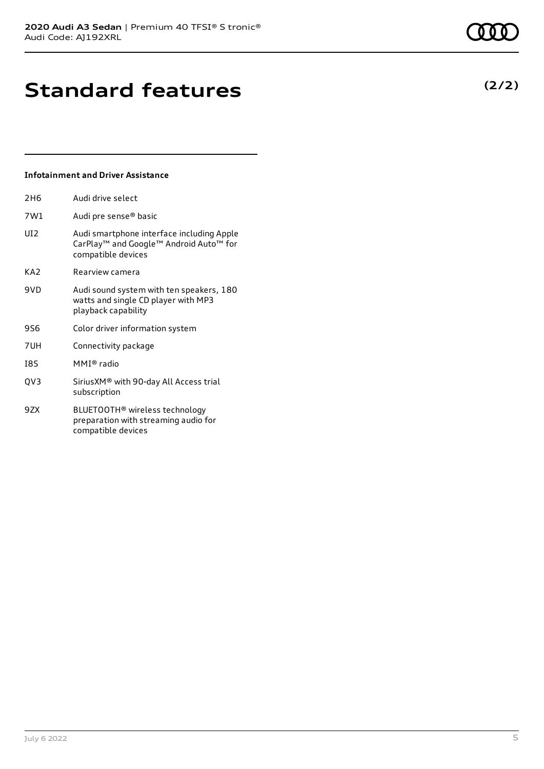# Standard features

**(2/2)**

### Infotainment and Driver Assistance

| | |
|---|---|
| 2H6 | Audi drive select |
| 7W1 | Audi pre sense® basic |
| UI2 | Audi smartphone interface including Apple CarPlay™ and Google™ Android Auto™ for compatible devices |
| KA2 | Rearview camera |
| 9VD | Audi sound system with ten speakers, 180 watts and single CD player with MP3 playback capability |
| 9S6 | Color driver information system |
| 7UH | Connectivity package |
| I8S | MMI® radio |
| QV3 | SiriusXM® with 90-day All Access trial subscription |
| 9ZX | BLUETOOTH® wireless technology preparation with streaming audio for compatible devices |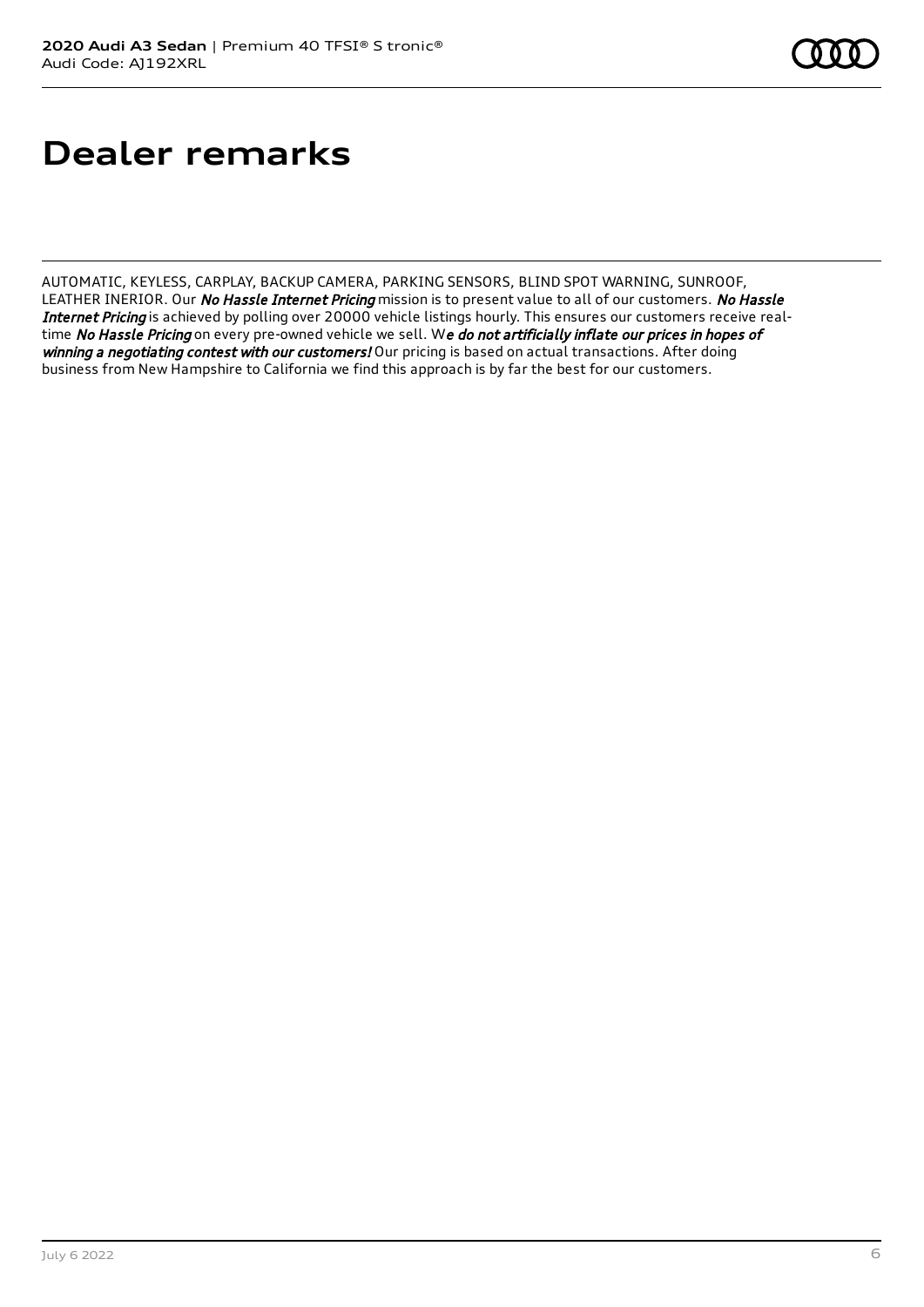# Dealer remarks

AUTOMATIC, KEYLESS, CARPLAY, BACKUP CAMERA, PARKING SENSORS, BLIND SPOT WARNING, SUNROOF, LEATHER INERIOR. Our ***No Hassle Internet Pricing*** mission is to present value to all of our customers. ***No Hassle Internet Pricing*** is achieved by polling over 20000 vehicle listings hourly. This ensures our customers receive real-time ***No Hassle Pricing*** on every pre-owned vehicle we sell. W***e do not artificially inflate our prices in hopes of winning a negotiating contest with our customers!*** Our pricing is based on actual transactions. After doing business from New Hampshire to California we find this approach is by far the best for our customers.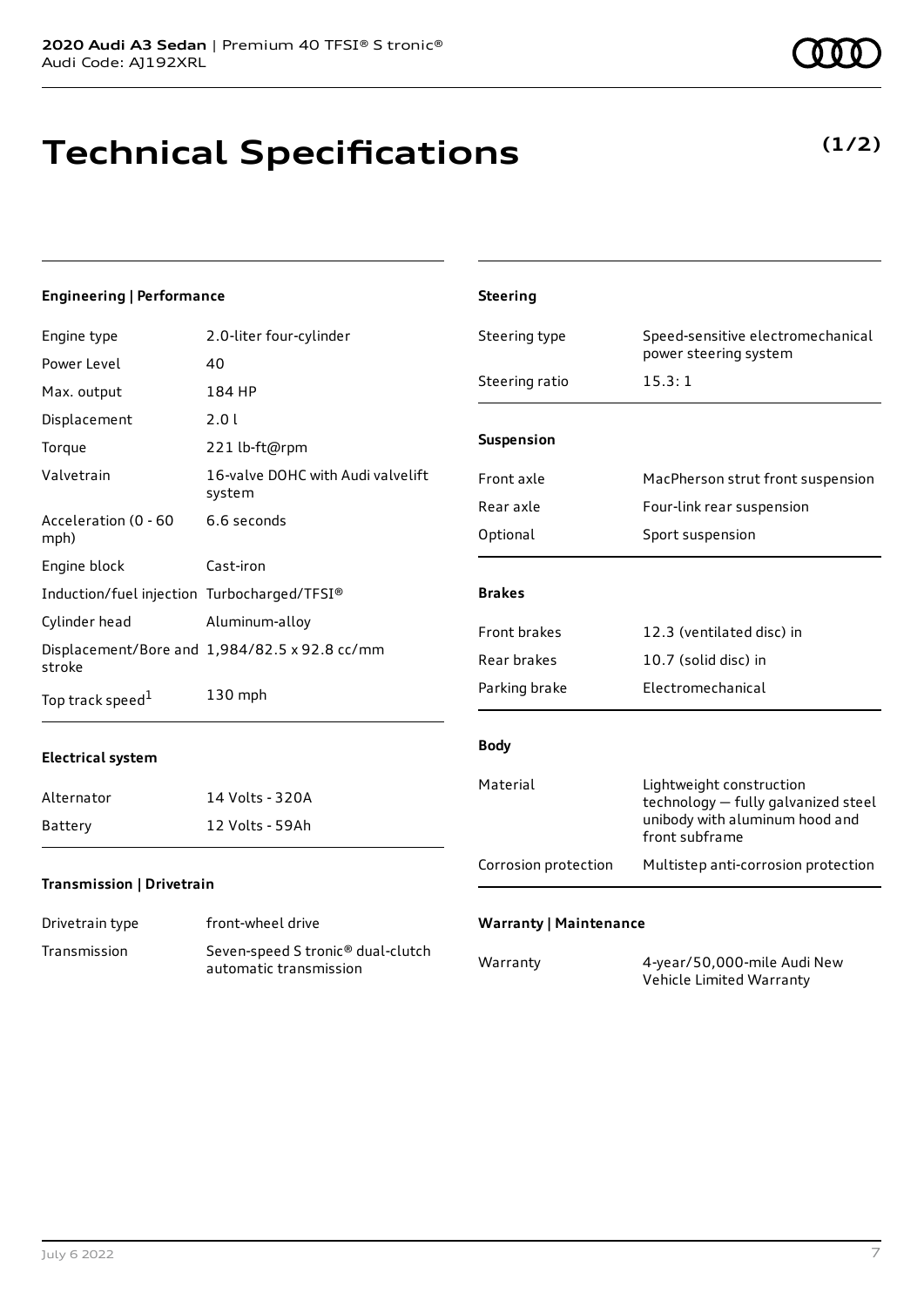**2020 Audi A3 Sedan** | Premium 40 TFSI® S tronic®
Audi Code: AJ192XRL

# Technical Specifications

**(1/2)**

### Engineering | Performance

| | |
|---|---|
| Engine type | 2.0-liter four-cylinder |
| Power Level | 40 |
| Max. output | 184 HP |
| Displacement | 2.0 l |
| Torque | 221 lb-ft@rpm |
| Valvetrain | 16-valve DOHC with Audi valvelift system |
| Acceleration (0 - 60 mph) | 6.6 seconds |
| Engine block | Cast-iron |
| Induction/fuel injection | Turbocharged/TFSI® |
| Cylinder head | Aluminum-alloy |
| Displacement/Bore and stroke | 1,984/82.5 x 92.8 cc/mm |
| Top track speed[1] | 130 mph |

### Electrical system

| | |
|---|---|
| Alternator | 14 Volts - 320A |
| Battery | 12 Volts - 59Ah |

### Transmission | Drivetrain

| | |
|---|---|
| Drivetrain type | front-wheel drive |
| Transmission | Seven-speed S tronic® dual-clutch automatic transmission |

### Steering

| | |
|---|---|
| Steering type | Speed-sensitive electromechanical power steering system |
| Steering ratio | 15.3: 1 |

### Suspension

| | |
|---|---|
| Front axle | MacPherson strut front suspension |
| Rear axle | Four-link rear suspension |
| Optional | Sport suspension |

### Brakes

| | |
|---|---|
| Front brakes | 12.3 (ventilated disc) in |
| Rear brakes | 10.7 (solid disc) in |
| Parking brake | Electromechanical |

### Body

| | |
|---|---|
| Material | Lightweight construction technology — fully galvanized steel unibody with aluminum hood and front subframe |
| Corrosion protection | Multistep anti-corrosion protection |

### Warranty | Maintenance

| | |
|---|---|
| Warranty | 4-year/50,000-mile Audi New Vehicle Limited Warranty |

July 6 2022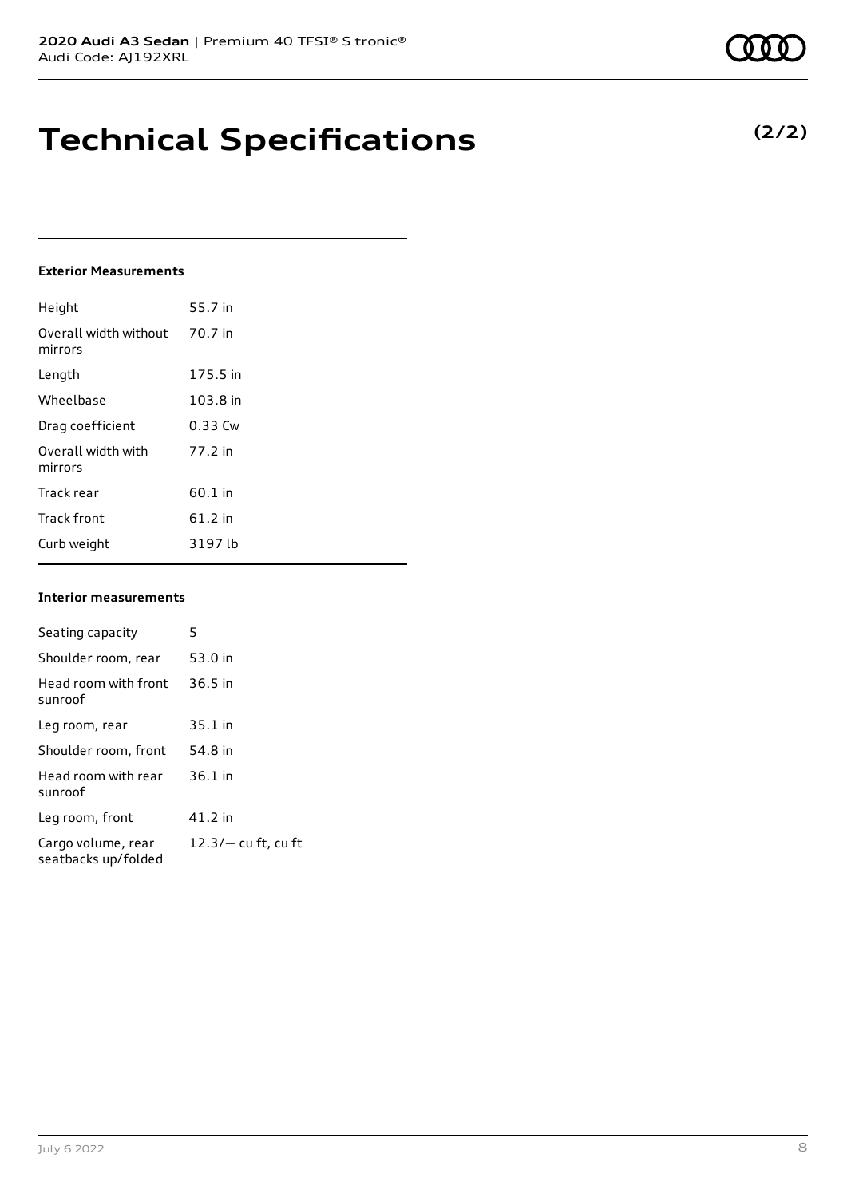# Technical Specifications

**(2/2)**

### Exterior Measurements

| | |
|---|---|
| Height | 55.7 in |
| Overall width without mirrors | 70.7 in |
| Length | 175.5 in |
| Wheelbase | 103.8 in |
| Drag coefficient | 0.33 Cw |
| Overall width with mirrors | 77.2 in |
| Track rear | 60.1 in |
| Track front | 61.2 in |
| Curb weight | 3197 lb |

### Interior measurements

| | |
|---|---|
| Seating capacity | 5 |
| Shoulder room, rear | 53.0 in |
| Head room with front sunroof | 36.5 in |
| Leg room, rear | 35.1 in |
| Shoulder room, front | 54.8 in |
| Head room with rear sunroof | 36.1 in |
| Leg room, front | 41.2 in |
| Cargo volume, rear seatbacks up/folded | 12.3/— cu ft, cu ft |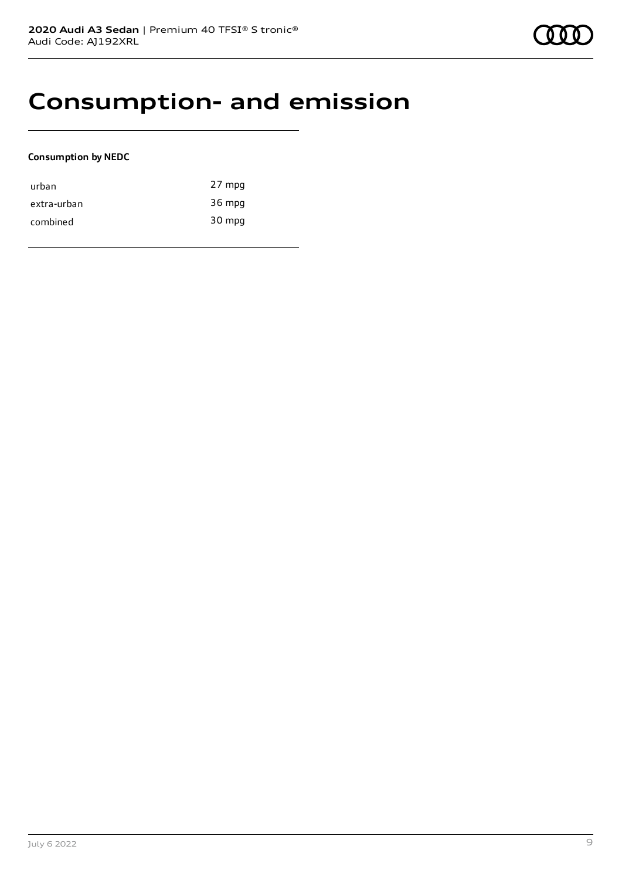# Consumption- and emission

**Consumption by NEDC**

| | |
|---|---|
| urban | 27 mpg |
| extra-urban | 36 mpg |
| combined | 30 mpg |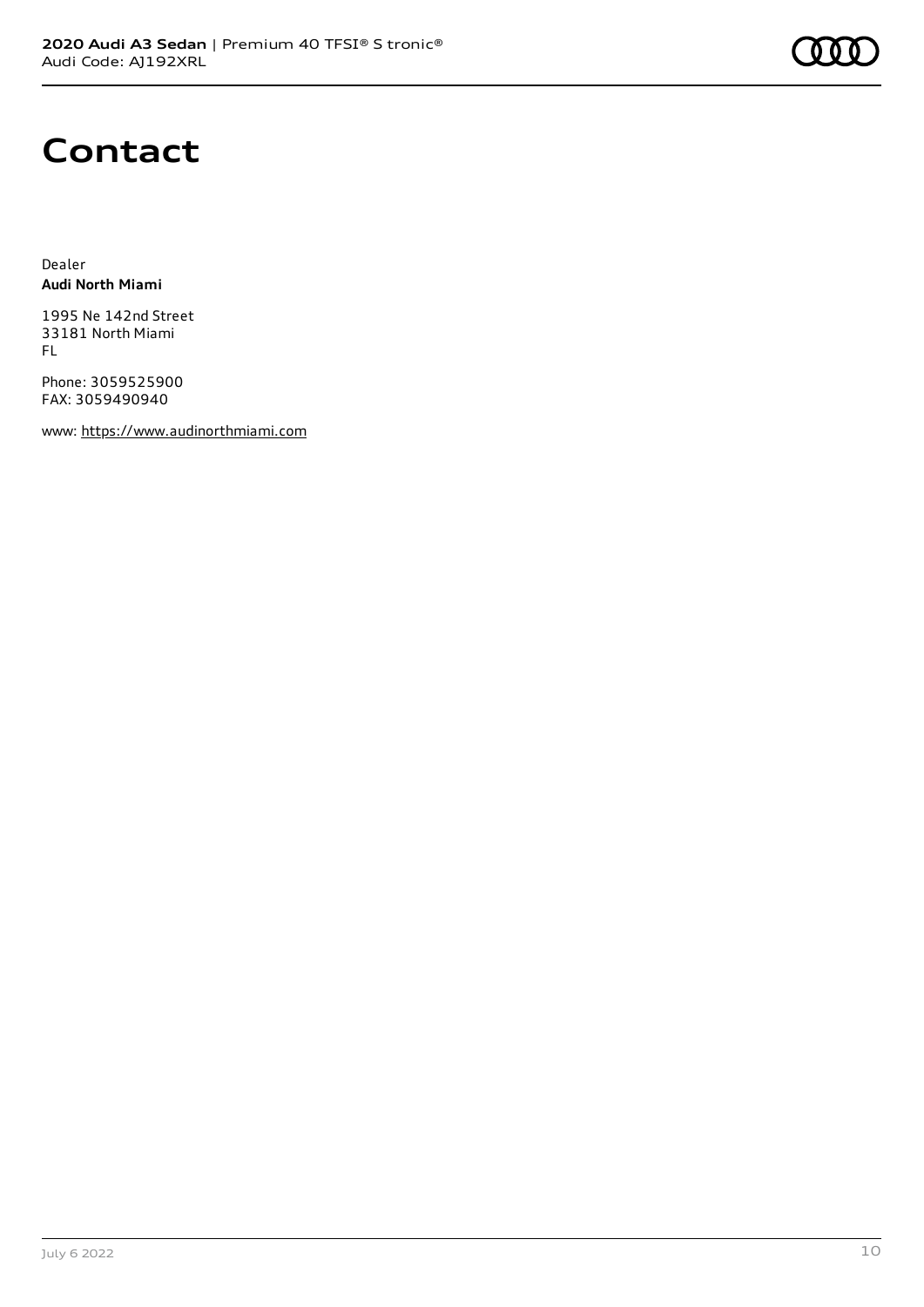# Contact

Dealer
**Audi North Miami**

1995 Ne 142nd Street
33181 North Miami
FL

Phone: 3059525900
FAX: 3059490940

www: https://www.audinorthmiami.com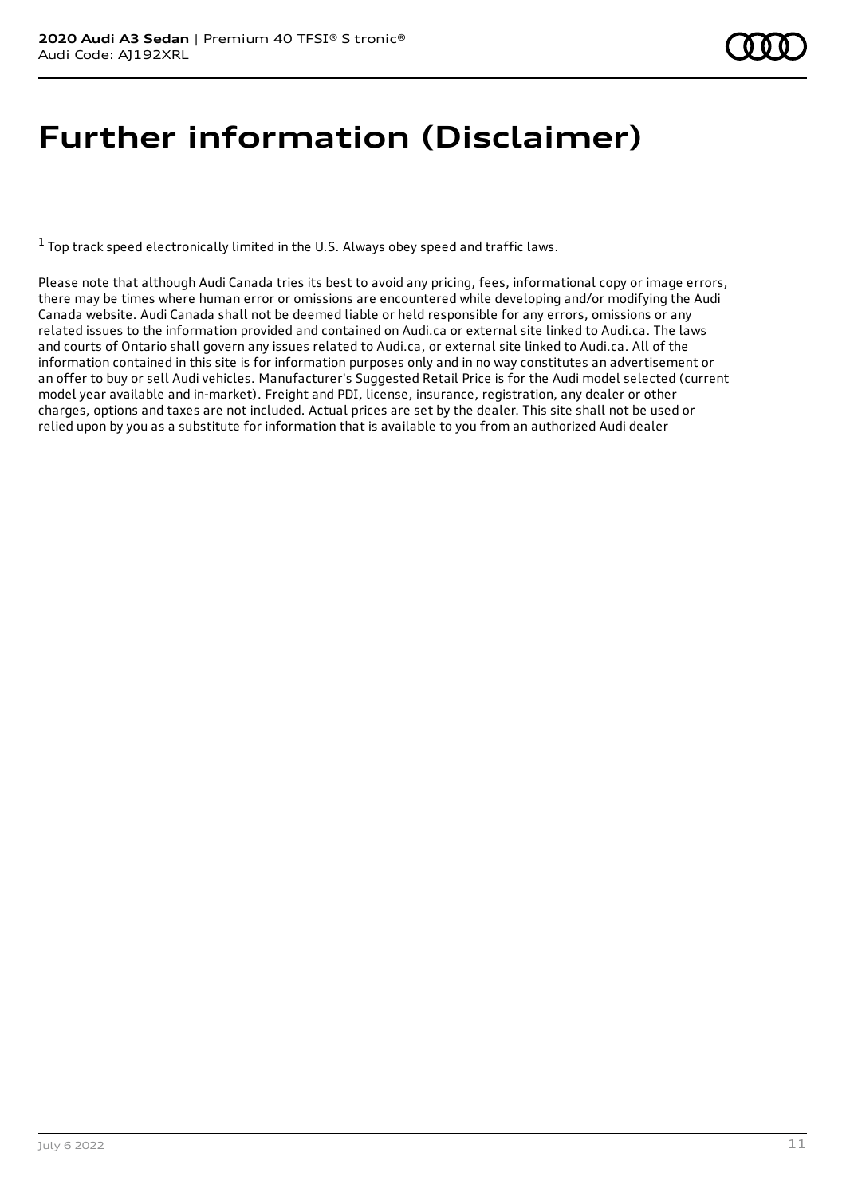# Further information (Disclaimer)

[1] Top track speed electronically limited in the U.S. Always obey speed and traffic laws.

Please note that although Audi Canada tries its best to avoid any pricing, fees, informational copy or image errors, there may be times where human error or omissions are encountered while developing and/or modifying the Audi Canada website. Audi Canada shall not be deemed liable or held responsible for any errors, omissions or any related issues to the information provided and contained on Audi.ca or external site linked to Audi.ca. The laws and courts of Ontario shall govern any issues related to Audi.ca, or external site linked to Audi.ca. All of the information contained in this site is for information purposes only and in no way constitutes an advertisement or an offer to buy or sell Audi vehicles. Manufacturer's Suggested Retail Price is for the Audi model selected (current model year available and in-market). Freight and PDI, license, insurance, registration, any dealer or other charges, options and taxes are not included. Actual prices are set by the dealer. This site shall not be used or relied upon by you as a substitute for information that is available to you from an authorized Audi dealer